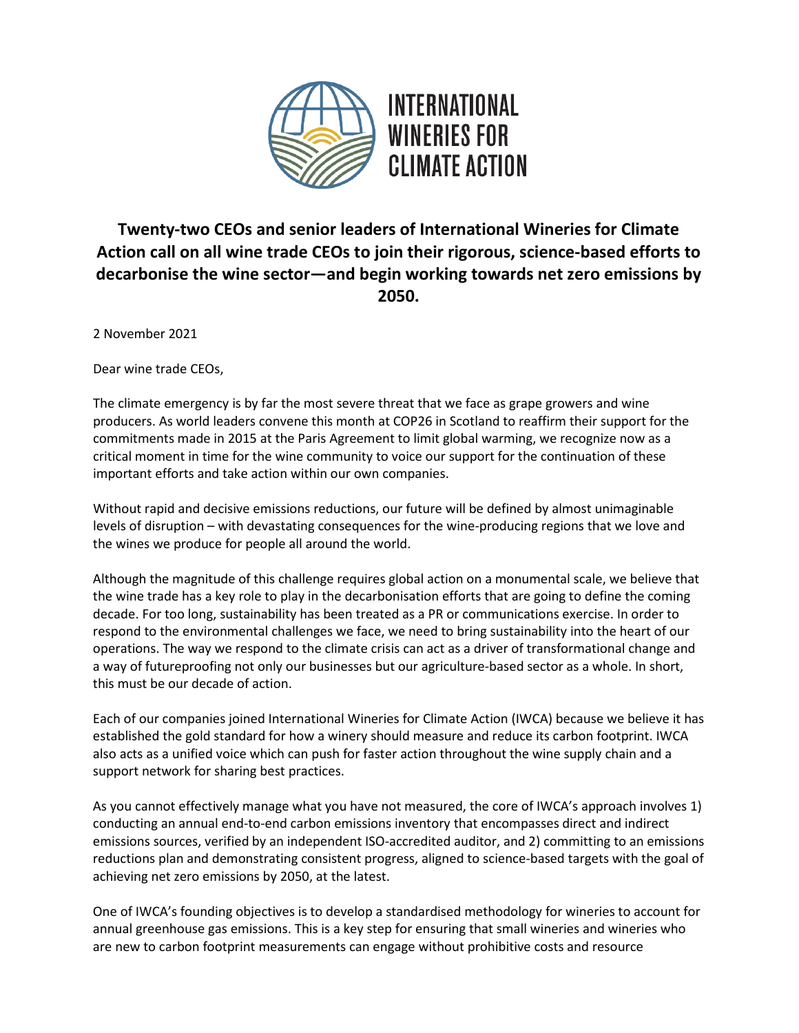INTERNATIONAL WINERIES FOR CLIMATE ACTION

**Twenty-two CEOs and senior leaders of International Wineries for Climate Action call on all wine trade CEOs to join their rigorous, science-based efforts to decarbonise the wine sector—and begin working towards net zero emissions by 2050.**

2 November 2021

Dear wine trade CEOs,

The climate emergency is by far the most severe threat that we face as grape growers and wine producers. As world leaders convene this month at COP26 in Scotland to reaffirm their support for the commitments made in 2015 at the Paris Agreement to limit global warming, we recognize now as a critical moment in time for the wine community to voice our support for the continuation of these important efforts and take action within our own companies.

Without rapid and decisive emissions reductions, our future will be defined by almost unimaginable levels of disruption – with devastating consequences for the wine-producing regions that we love and the wines we produce for people all around the world.

Although the magnitude of this challenge requires global action on a monumental scale, we believe that the wine trade has a key role to play in the decarbonisation efforts that are going to define the coming decade. For too long, sustainability has been treated as a PR or communications exercise. In order to respond to the environmental challenges we face, we need to bring sustainability into the heart of our operations. The way we respond to the climate crisis can act as a driver of transformational change and a way of futureproofing not only our businesses but our agriculture-based sector as a whole. In short, this must be our decade of action.

Each of our companies joined International Wineries for Climate Action (IWCA) because we believe it has established the gold standard for how a winery should measure and reduce its carbon footprint. IWCA also acts as a unified voice which can push for faster action throughout the wine supply chain and a support network for sharing best practices.

As you cannot effectively manage what you have not measured, the core of IWCA's approach involves 1) conducting an annual end-to-end carbon emissions inventory that encompasses direct and indirect emissions sources, verified by an independent ISO-accredited auditor, and 2) committing to an emissions reductions plan and demonstrating consistent progress, aligned to science-based targets with the goal of achieving net zero emissions by 2050, at the latest.

One of IWCA's founding objectives is to develop a standardised methodology for wineries to account for annual greenhouse gas emissions. This is a key step for ensuring that small wineries and wineries who are new to carbon footprint measurements can engage without prohibitive costs and resource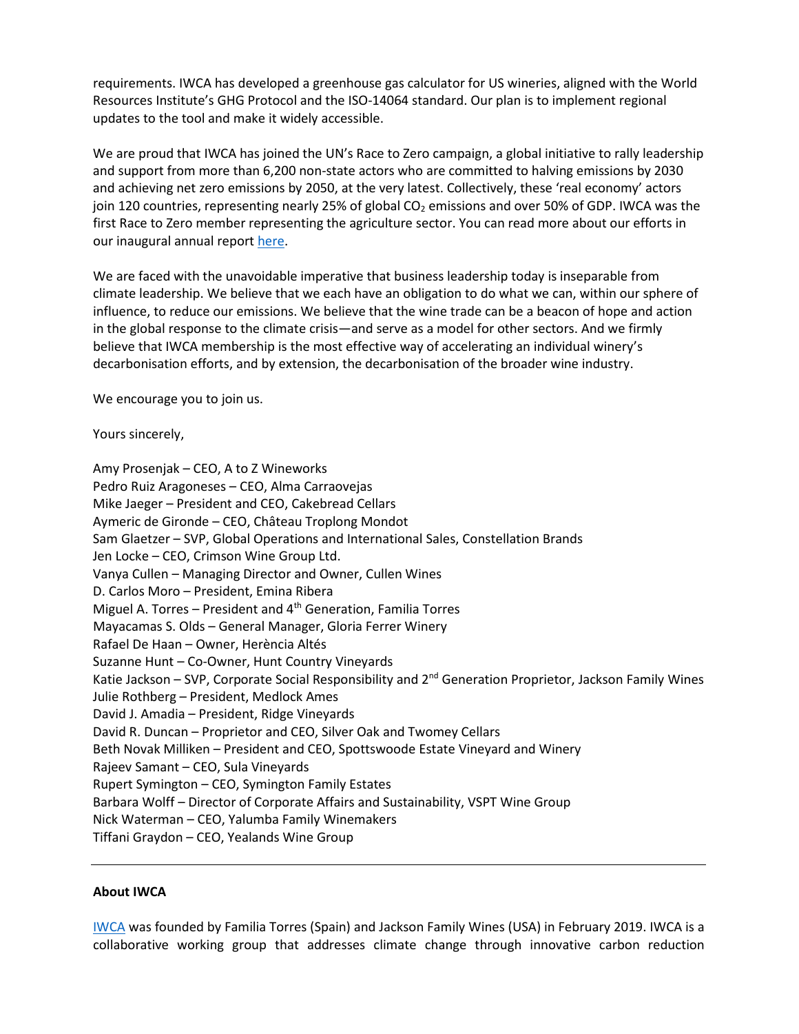requirements. IWCA has developed a greenhouse gas calculator for US wineries, aligned with the World Resources Institute's GHG Protocol and the ISO-14064 standard. Our plan is to implement regional updates to the tool and make it widely accessible.

We are proud that IWCA has joined the UN's Race to Zero campaign, a global initiative to rally leadership and support from more than 6,200 non-state actors who are committed to halving emissions by 2030 and achieving net zero emissions by 2050, at the very latest. Collectively, these 'real economy' actors join 120 countries, representing nearly 25% of global $CO_2$ emissions and over 50% of GDP. IWCA was the first Race to Zero member representing the agriculture sector. You can read more about our efforts in our inaugural annual report [here](here).

We are faced with the unavoidable imperative that business leadership today is inseparable from climate leadership. We believe that we each have an obligation to do what we can, within our sphere of influence, to reduce our emissions. We believe that the wine trade can be a beacon of hope and action in the global response to the climate crisis—and serve as a model for other sectors. And we firmly believe that IWCA membership is the most effective way of accelerating an individual winery's decarbonisation efforts, and by extension, the decarbonisation of the broader wine industry.

We encourage you to join us.

Yours sincerely,

Amy Prosenjak – CEO, A to Z Wineworks
Pedro Ruiz Aragoneses – CEO, Alma Carraovejas
Mike Jaeger – President and CEO, Cakebread Cellars
Aymeric de Gironde – CEO, Château Troplong Mondot
Sam Glaetzer – SVP, Global Operations and International Sales, Constellation Brands
Jen Locke – CEO, Crimson Wine Group Ltd.
Vanya Cullen – Managing Director and Owner, Cullen Wines
D. Carlos Moro – President, Emina Ribera
Miguel A. Torres – President and 4th Generation, Familia Torres
Mayacamas S. Olds – General Manager, Gloria Ferrer Winery
Rafael De Haan – Owner, Herència Altés
Suzanne Hunt – Co-Owner, Hunt Country Vineyards
Katie Jackson – SVP, Corporate Social Responsibility and 2nd Generation Proprietor, Jackson Family Wines
Julie Rothberg – President, Medlock Ames
David J. Amadia – President, Ridge Vineyards
David R. Duncan – Proprietor and CEO, Silver Oak and Twomey Cellars
Beth Novak Milliken – President and CEO, Spottswoode Estate Vineyard and Winery
Rajeev Samant – CEO, Sula Vineyards
Rupert Symington – CEO, Symington Family Estates
Barbara Wolff – Director of Corporate Affairs and Sustainability, VSPT Wine Group
Nick Waterman – CEO, Yalumba Family Winemakers
Tiffani Graydon – CEO, Yealands Wine Group

---

**About IWCA**

IWCA was founded by Familia Torres (Spain) and Jackson Family Wines (USA) in February 2019. IWCA is a collaborative working group that addresses climate change through innovative carbon reduction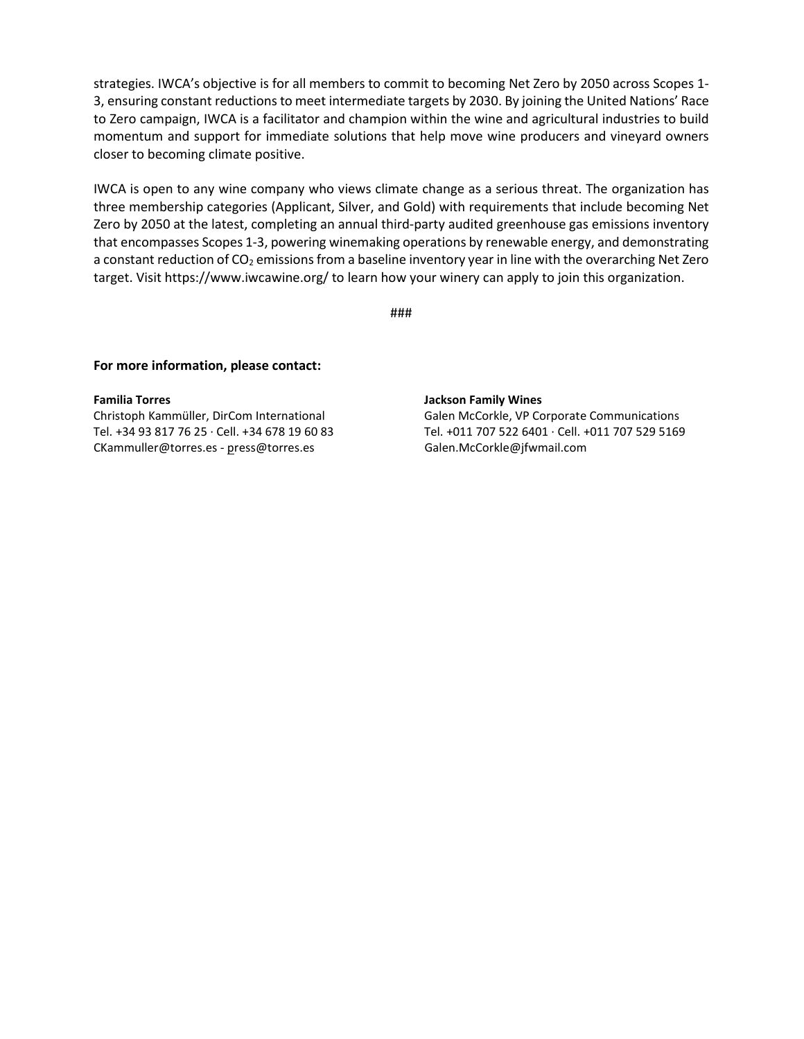strategies. IWCA's objective is for all members to commit to becoming Net Zero by 2050 across Scopes 1-3, ensuring constant reductions to meet intermediate targets by 2030. By joining the United Nations' Race to Zero campaign, IWCA is a facilitator and champion within the wine and agricultural industries to build momentum and support for immediate solutions that help move wine producers and vineyard owners closer to becoming climate positive.

IWCA is open to any wine company who views climate change as a serious threat. The organization has three membership categories (Applicant, Silver, and Gold) with requirements that include becoming Net Zero by 2050 at the latest, completing an annual third-party audited greenhouse gas emissions inventory that encompasses Scopes 1-3, powering winemaking operations by renewable energy, and demonstrating a constant reduction of $CO_2$ emissions from a baseline inventory year in line with the overarching Net Zero target. Visit https://www.iwcawine.org/ to learn how your winery can apply to join this organization.

###

**For more information, please contact:**

**Familia Torres**
Christoph Kammüller, DirCom International
Tel. +34 93 817 76 25 · Cell. +34 678 19 60 83
CKammuller@torres.es - press@torres.es

**Jackson Family Wines**
Galen McCorkle, VP Corporate Communications
Tel. +011 707 522 6401 · Cell. +011 707 529 5169
Galen.McCorkle@jfwmail.com